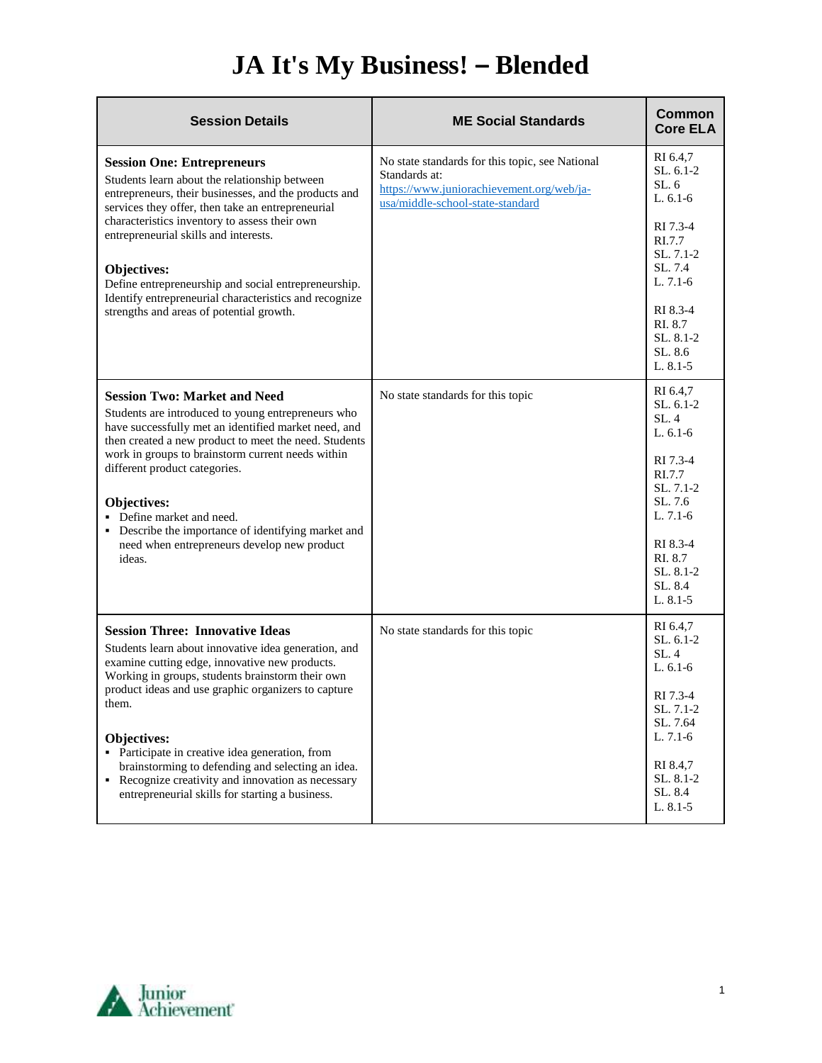# JA It's My Business! – Blended

| Session Details | ME Social Standards | Common Core ELA |
|---|---|---|
| **Session One: Entrepreneurs**<br>Students learn about the relationship between entrepreneurs, their businesses, and the products and services they offer, then take an entrepreneurial characteristics inventory to assess their own entrepreneurial skills and interests.<br><br>**Objectives:**<br>Define entrepreneurship and social entrepreneurship. Identify entrepreneurial characteristics and recognize strengths and areas of potential growth. | No state standards for this topic, see National Standards at: [https://www.juniorachievement.org/web/ja-usa/middle-school-state-standard](https://www.juniorachievement.org/web/ja-usa/middle-school-state-standard) | RI 6.4,7<br>SL. 6.1-2<br>SL. 6<br>L. 6.1-6<br><br>RI 7.3-4<br>RI.7.7<br>SL. 7.1-2<br>SL. 7.4<br>L. 7.1-6<br><br>RI 8.3-4<br>RI. 8.7<br>SL. 8.1-2<br>SL. 8.6<br>L. 8.1-5 |
| **Session Two: Market and Need**<br>Students are introduced to young entrepreneurs who have successfully met an identified market need, and then created a new product to meet the need. Students work in groups to brainstorm current needs within different product categories.<br><br>**Objectives:**<br>▪ Define market and need.<br>▪ Describe the importance of identifying market and need when entrepreneurs develop new product ideas. | No state standards for this topic | RI 6.4,7<br>SL. 6.1-2<br>SL. 4<br>L. 6.1-6<br><br>RI 7.3-4<br>RI.7.7<br>SL. 7.1-2<br>SL. 7.6<br>L. 7.1-6<br><br>RI 8.3-4<br>RI. 8.7<br>SL. 8.1-2<br>SL. 8.4<br>L. 8.1-5 |
| **Session Three: Innovative Ideas**<br>Students learn about innovative idea generation, and examine cutting edge, innovative new products. Working in groups, students brainstorm their own product ideas and use graphic organizers to capture them.<br><br>**Objectives:**<br>▪ Participate in creative idea generation, from brainstorming to defending and selecting an idea.<br>▪ Recognize creativity and innovation as necessary entrepreneurial skills for starting a business. | No state standards for this topic | RI 6.4,7<br>SL. 6.1-2<br>SL. 4<br>L. 6.1-6<br><br>RI 7.3-4<br>SL. 7.1-2<br>SL. 7.64<br>L. 7.1-6<br><br>RI 8.4,7<br>SL. 8.1-2<br>SL. 8.4<br>L. 8.1-5 |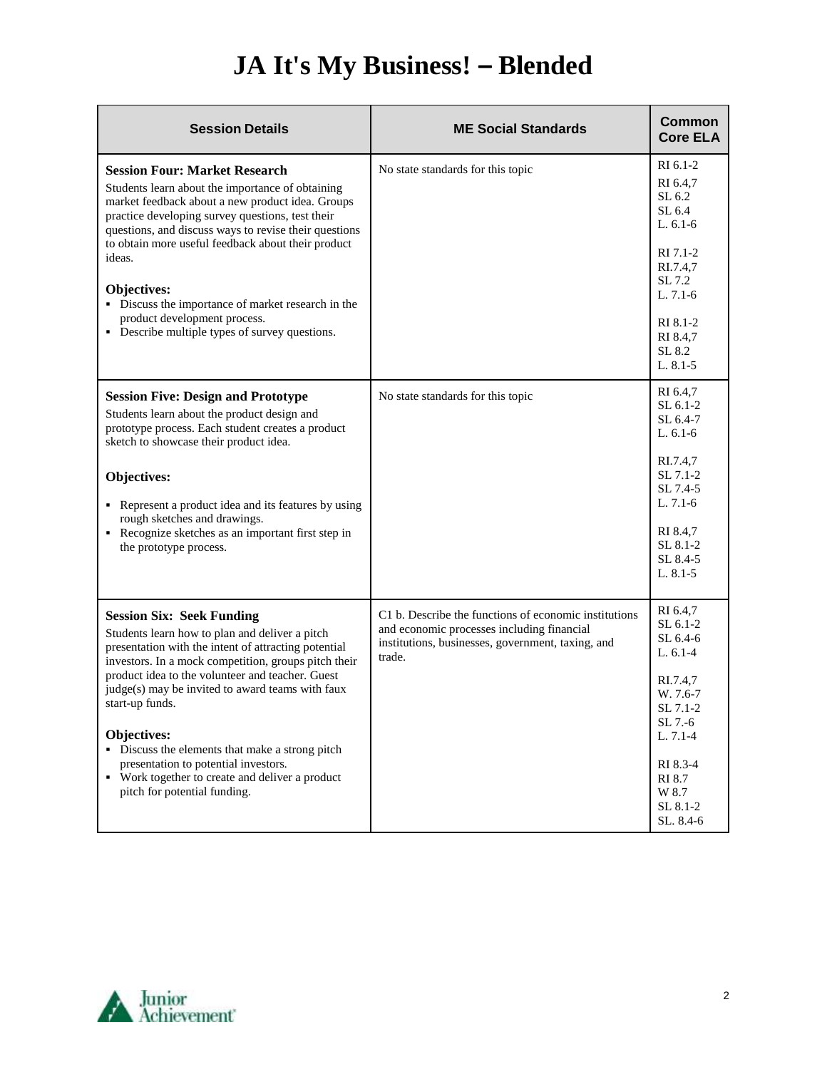# JA It's My Business! – Blended

| Session Details | ME Social Standards | Common Core ELA |
|---|---|---|
| **Session Four: Market Research**<br>Students learn about the importance of obtaining market feedback about a new product idea. Groups practice developing survey questions, test their questions, and discuss ways to revise their questions to obtain more useful feedback about their product ideas.<br><br>**Objectives:**<br>▪ Discuss the importance of market research in the product development process.<br>▪ Describe multiple types of survey questions. | No state standards for this topic | RI 6.1-2<br>RI 6.4,7<br>SL 6.2<br>SL 6.4<br>L. 6.1-6<br><br>RI 7.1-2<br>RI.7.4,7<br>SL 7.2<br>L. 7.1-6<br><br>RI 8.1-2<br>RI 8.4,7<br>SL 8.2<br>L. 8.1-5 |
| **Session Five: Design and Prototype**<br>Students learn about the product design and prototype process. Each student creates a product sketch to showcase their product idea.<br><br>**Objectives:**<br>▪ Represent a product idea and its features by using rough sketches and drawings.<br>▪ Recognize sketches as an important first step in the prototype process. | No state standards for this topic | RI 6.4,7<br>SL 6.1-2<br>SL 6.4-7<br>L. 6.1-6<br><br>RI.7.4,7<br>SL 7.1-2<br>SL 7.4-5<br>L. 7.1-6<br><br>RI 8.4,7<br>SL 8.1-2<br>SL 8.4-5<br>L. 8.1-5 |
| **Session Six: Seek Funding**<br>Students learn how to plan and deliver a pitch presentation with the intent of attracting potential investors. In a mock competition, groups pitch their product idea to the volunteer and teacher. Guest judge(s) may be invited to award teams with faux start-up funds.<br><br>**Objectives:**<br>▪ Discuss the elements that make a strong pitch presentation to potential investors.<br>▪ Work together to create and deliver a product pitch for potential funding. | C1 b. Describe the functions of economic institutions and economic processes including financial institutions, businesses, government, taxing, and trade. | RI 6.4,7<br>SL 6.1-2<br>SL 6.4-6<br>L. 6.1-4<br><br>RI.7.4,7<br>W. 7.6-7<br>SL 7.1-2<br>SL 7.-6<br>L. 7.1-4<br><br>RI 8.3-4<br>RI 8.7<br>W 8.7<br>SL 8.1-2<br>SL. 8.4-6 |